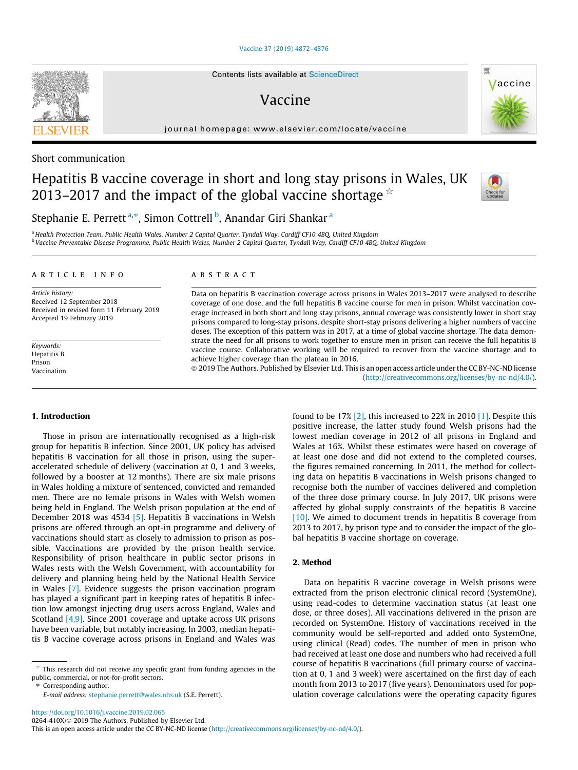Short communication

# Hepatitis B vaccine coverage in short and long stay prisons in Wales, UK 2013–2017 and the impact of the global vaccine shortage ☆

Stephanie E. Perrett [a,*], Simon Cottrell [b], Anandar Giri Shankar [a]

[a] Health Protection Team, Public Health Wales, Number 2 Capital Quarter, Tyndall Way, Cardiff CF10 4BQ, United Kingdom
[b] Vaccine Preventable Disease Programme, Public Health Wales, Number 2 Capital Quarter, Tyndall Way, Cardiff CF10 4BQ, United Kingdom

## ARTICLE INFO

*Article history:*
Received 12 September 2018
Received in revised form 11 February 2019
Accepted 19 February 2019

*Keywords:*
Hepatitis B
Prison
Vaccination

## ABSTRACT

Data on hepatitis B vaccination coverage across prisons in Wales 2013–2017 were analysed to describe coverage of one dose, and the full hepatitis B vaccine course for men in prison. Whilst vaccination coverage increased in both short and long stay prisons, annual coverage was consistently lower in short stay prisons compared to long-stay prisons, despite short-stay prisons delivering a higher numbers of vaccine doses. The exception of this pattern was in 2017, at a time of global vaccine shortage. The data demonstrate the need for all prisons to work together to ensure men in prison can receive the full hepatitis B vaccine course. Collaborative working will be required to recover from the vaccine shortage and to achieve higher coverage than the plateau in 2016.

© 2019 The Authors. Published by Elsevier Ltd. This is an open access article under the CC BY-NC-ND license (http://creativecommons.org/licenses/by-nc-nd/4.0/).

## 1. Introduction

Those in prison are internationally recognised as a high-risk group for hepatitis B infection. Since 2001, UK policy has advised hepatitis B vaccination for all those in prison, using the super-accelerated schedule of delivery (vaccination at 0, 1 and 3 weeks, followed by a booster at 12 months). There are six male prisons in Wales holding a mixture of sentenced, convicted and remanded men. There are no female prisons in Wales with Welsh women being held in England. The Welsh prison population at the end of December 2018 was 4534 [5]. Hepatitis B vaccinations in Welsh prisons are offered through an opt-in programme and delivery of vaccinations should start as closely to admission to prison as possible. Vaccinations are provided by the prison health service. Responsibility of prison healthcare in public sector prisons in Wales rests with the Welsh Government, with accountability for delivery and planning being held by the National Health Service in Wales [7]. Evidence suggests the prison vaccination program has played a significant part in keeping rates of hepatitis B infection low amongst injecting drug users across England, Wales and Scotland [4,9]. Since 2001 coverage and uptake across UK prisons have been variable, but notably increasing. In 2003, median hepatitis B vaccine coverage across prisons in England and Wales was found to be 17% [2], this increased to 22% in 2010 [1]. Despite this positive increase, the latter study found Welsh prisons had the lowest median coverage in 2012 of all prisons in England and Wales at 16%. Whilst these estimates were based on coverage of at least one dose and did not extend to the completed courses, the figures remained concerning. In 2011, the method for collecting data on hepatitis B vaccinations in Welsh prisons changed to recognise both the number of vaccines delivered and completion of the three dose primary course. In July 2017, UK prisons were affected by global supply constraints of the hepatitis B vaccine [10]. We aimed to document trends in hepatitis B coverage from 2013 to 2017, by prison type and to consider the impact of the global hepatitis B vaccine shortage on coverage.

## 2. Method

Data on hepatitis B vaccine coverage in Welsh prisons were extracted from the prison electronic clinical record (SystemOne), using read-codes to determine vaccination status (at least one dose, or three doses). All vaccinations delivered in the prison are recorded on SystemOne. History of vaccinations received in the community would be self-reported and added onto SystemOne, using clinical (Read) codes. The number of men in prison who had received at least one dose and numbers who had received a full course of hepatitis B vaccinations (full primary course of vaccination at 0, 1 and 3 week) were ascertained on the first day of each month from 2013 to 2017 (five years). Denominators used for population coverage calculations were the operating capacity figures

☆ This research did not receive any specific grant from funding agencies in the public, commercial, or not-for-profit sectors.
* Corresponding author.
E-mail address: stephanie.perrett@wales.nhs.uk (S.E. Perrett).

https://doi.org/10.1016/j.vaccine.2019.02.065
0264-410X/© 2019 The Authors. Published by Elsevier Ltd.
This is an open access article under the CC BY-NC-ND license (http://creativecommons.org/licenses/by-nc-nd/4.0/).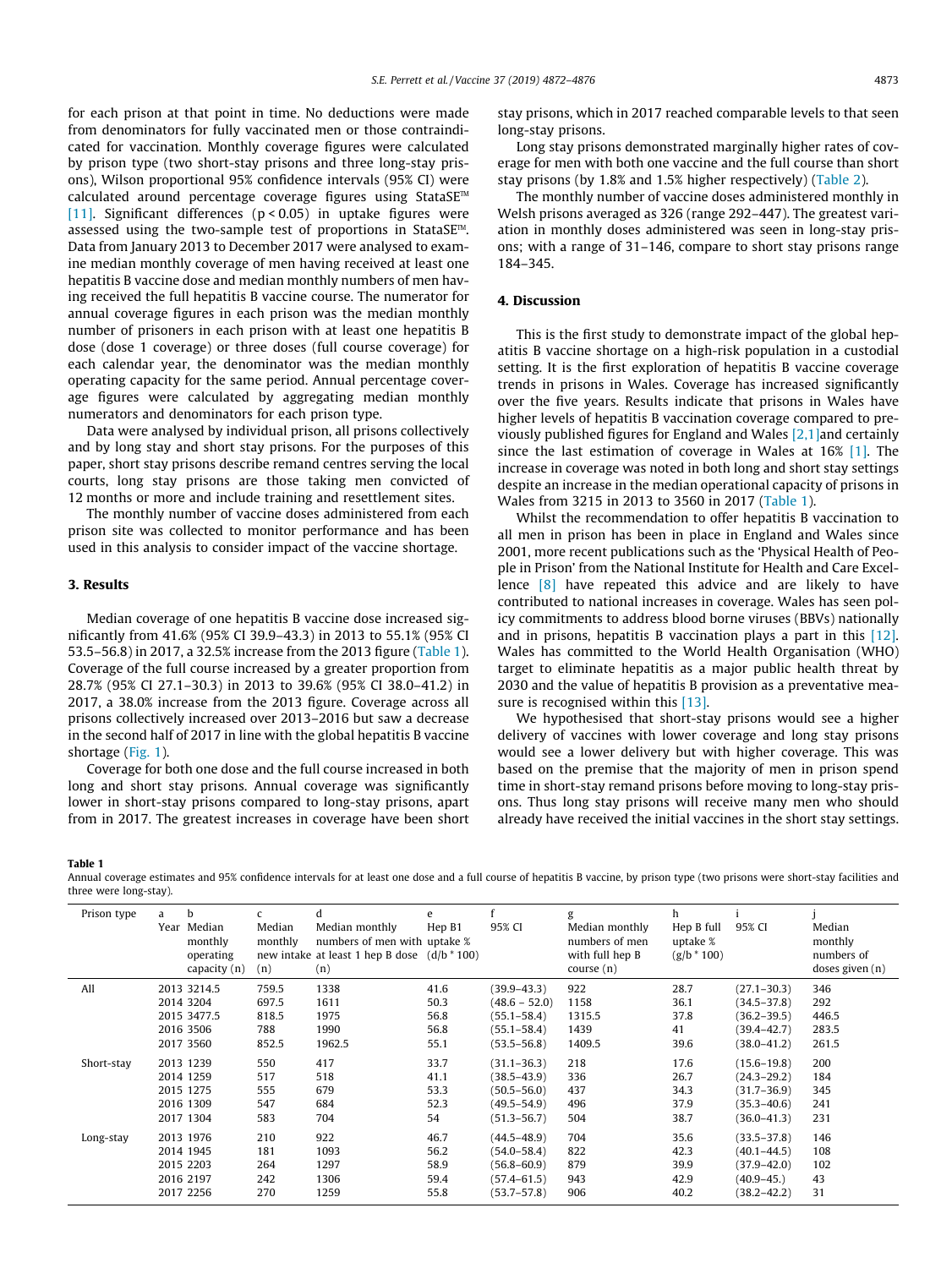for each prison at that point in time. No deductions were made from denominators for fully vaccinated men or those contraindicated for vaccination. Monthly coverage figures were calculated by prison type (two short-stay prisons and three long-stay prisons), Wilson proportional 95% confidence intervals (95% CI) were calculated around percentage coverage figures using StataSE™ [11]. Significant differences ($p < 0.05$) in uptake figures were assessed using the two-sample test of proportions in StataSE™. Data from January 2013 to December 2017 were analysed to examine median monthly coverage of men having received at least one hepatitis B vaccine dose and median monthly numbers of men having received the full hepatitis B vaccine course. The numerator for annual coverage figures in each prison was the median monthly number of prisoners in each prison with at least one hepatitis B dose (dose 1 coverage) or three doses (full course coverage) for each calendar year, the denominator was the median monthly operating capacity for the same period. Annual percentage coverage figures were calculated by aggregating median monthly numerators and denominators for each prison type.

Data were analysed by individual prison, all prisons collectively and by long stay and short stay prisons. For the purposes of this paper, short stay prisons describe remand centres serving the local courts, long stay prisons are those taking men convicted of 12 months or more and include training and resettlement sites.

The monthly number of vaccine doses administered from each prison site was collected to monitor performance and has been used in this analysis to consider impact of the vaccine shortage.

## 3. Results

Median coverage of one hepatitis B vaccine dose increased significantly from 41.6% (95% CI 39.9–43.3) in 2013 to 55.1% (95% CI 53.5–56.8) in 2017, a 32.5% increase from the 2013 figure (Table 1). Coverage of the full course increased by a greater proportion from 28.7% (95% CI 27.1–30.3) in 2013 to 39.6% (95% CI 38.0–41.2) in 2017, a 38.0% increase from the 2013 figure. Coverage across all prisons collectively increased over 2013–2016 but saw a decrease in the second half of 2017 in line with the global hepatitis B vaccine shortage (Fig. 1).

Coverage for both one dose and the full course increased in both long and short stay prisons. Annual coverage was significantly lower in short-stay prisons compared to long-stay prisons, apart from in 2017. The greatest increases in coverage have been short stay prisons, which in 2017 reached comparable levels to that seen long-stay prisons.

Long stay prisons demonstrated marginally higher rates of coverage for men with both one vaccine and the full course than short stay prisons (by 1.8% and 1.5% higher respectively) (Table 2).

The monthly number of vaccine doses administered monthly in Welsh prisons averaged as 326 (range 292–447). The greatest variation in monthly doses administered was seen in long-stay prisons; with a range of 31–146, compare to short stay prisons range 184–345.

## 4. Discussion

This is the first study to demonstrate impact of the global hepatitis B vaccine shortage on a high-risk population in a custodial setting. It is the first exploration of hepatitis B vaccine coverage trends in prisons in Wales. Coverage has increased significantly over the five years. Results indicate that prisons in Wales have higher levels of hepatitis B vaccination coverage compared to previously published figures for England and Wales [2,1]and certainly since the last estimation of coverage in Wales at 16% [1]. The increase in coverage was noted in both long and short stay settings despite an increase in the median operational capacity of prisons in Wales from 3215 in 2013 to 3560 in 2017 (Table 1).

Whilst the recommendation to offer hepatitis B vaccination to all men in prison has been in place in England and Wales since 2001, more recent publications such as the 'Physical Health of People in Prison' from the National Institute for Health and Care Excellence [8] have repeated this advice and are likely to have contributed to national increases in coverage. Wales has seen policy commitments to address blood borne viruses (BBVs) nationally and in prisons, hepatitis B vaccination plays a part in this [12]. Wales has committed to the World Health Organisation (WHO) target to eliminate hepatitis as a major public health threat by 2030 and the value of hepatitis B provision as a preventative measure is recognised within this [13].

We hypothesised that short-stay prisons would see a higher delivery of vaccines with lower coverage and long stay prisons would see a lower delivery but with higher coverage. This was based on the premise that the majority of men in prison spend time in short-stay remand prisons before moving to long-stay prisons. Thus long stay prisons will receive many men who should already have received the initial vaccines in the short stay settings.

**Table 1**
Annual coverage estimates and 95% confidence intervals for at least one dose and a full course of hepatitis B vaccine, by prison type (two prisons were short-stay facilities and three were long-stay).

| Prison type | a Year | b Median monthly operating capacity (n) | c Median monthly new intake (n) | d Median monthly numbers of men with at least 1 hep B dose (n) | e Hep B1 uptake % (d/b * 100) | f 95% CI | g Median monthly numbers of men with full hep B course (n) | h Hep B full uptake % (g/b * 100) | i 95% CI | j Median monthly numbers of doses given (n) |
|---|---|---|---|---|---|---|---|---|---|---|
| All | 2013 | 3214.5 | 759.5 | 1338 | 41.6 | (39.9–43.3) | 922 | 28.7 | (27.1–30.3) | 346 |
| | 2014 | 3204 | 697.5 | 1611 | 50.3 | (48.6 – 52.0) | 1158 | 36.1 | (34.5–37.8) | 292 |
| | 2015 | 3477.5 | 818.5 | 1975 | 56.8 | (55.1–58.4) | 1315.5 | 37.8 | (36.2–39.5) | 446.5 |
| | 2016 | 3506 | 788 | 1990 | 56.8 | (55.1–58.4) | 1439 | 41 | (39.4–42.7) | 283.5 |
| | 2017 | 3560 | 852.5 | 1962.5 | 55.1 | (53.5–56.8) | 1409.5 | 39.6 | (38.0–41.2) | 261.5 |
| Short-stay | 2013 | 1239 | 550 | 417 | 33.7 | (31.1–36.3) | 218 | 17.6 | (15.6–19.8) | 200 |
| | 2014 | 1259 | 517 | 518 | 41.1 | (38.5–43.9) | 336 | 26.7 | (24.3–29.2) | 184 |
| | 2015 | 1275 | 555 | 679 | 53.3 | (50.5–56.0) | 437 | 34.3 | (31.7–36.9) | 345 |
| | 2016 | 1309 | 547 | 684 | 52.3 | (49.5–54.9) | 496 | 37.9 | (35.3–40.6) | 241 |
| | 2017 | 1304 | 583 | 704 | 54 | (51.3–56.7) | 504 | 38.7 | (36.0–41.3) | 231 |
| Long-stay | 2013 | 1976 | 210 | 922 | 46.7 | (44.5–48.9) | 704 | 35.6 | (33.5–37.8) | 146 |
| | 2014 | 1945 | 181 | 1093 | 56.2 | (54.0–58.4) | 822 | 42.3 | (40.1–44.5) | 108 |
| | 2015 | 2203 | 264 | 1297 | 58.9 | (56.8–60.9) | 879 | 39.9 | (37.9–42.0) | 102 |
| | 2016 | 2197 | 242 | 1306 | 59.4 | (57.4–61.5) | 943 | 42.9 | (40.9–45.) | 43 |
| | 2017 | 2256 | 270 | 1259 | 55.8 | (53.7–57.8) | 906 | 40.2 | (38.2–42.2) | 31 |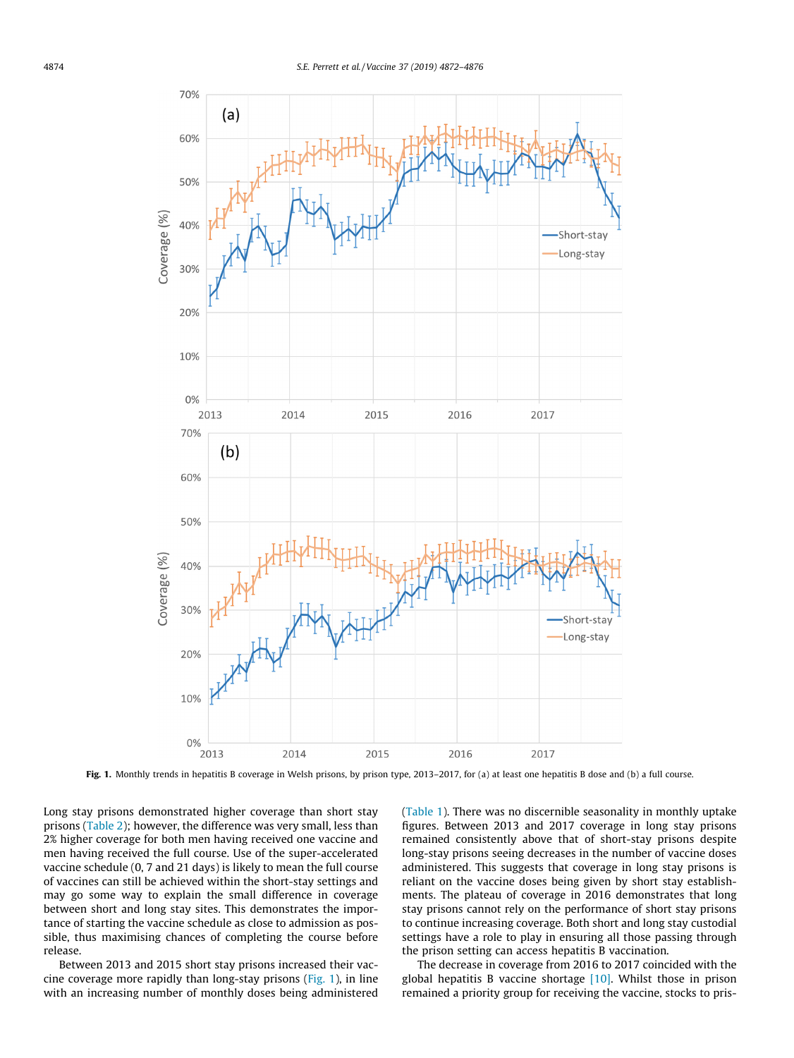**Fig. 1.** Monthly trends in hepatitis B coverage in Welsh prisons, by prison type, 2013–2017, for (a) at least one hepatitis B dose and (b) a full course.

Long stay prisons demonstrated higher coverage than short stay prisons (Table 2); however, the difference was very small, less than 2% higher coverage for both men having received one vaccine and men having received the full course. Use of the super-accelerated vaccine schedule (0, 7 and 21 days) is likely to mean the full course of vaccines can still be achieved within the short-stay settings and may go some way to explain the small difference in coverage between short and long stay sites. This demonstrates the importance of starting the vaccine schedule as close to admission as possible, thus maximising chances of completing the course before release.

Between 2013 and 2015 short stay prisons increased their vaccine coverage more rapidly than long-stay prisons (Fig. 1), in line with an increasing number of monthly doses being administered (Table 1). There was no discernible seasonality in monthly uptake figures. Between 2013 and 2017 coverage in long stay prisons remained consistently above that of short-stay prisons despite long-stay prisons seeing decreases in the number of vaccine doses administered. This suggests that coverage in long stay prisons is reliant on the vaccine doses being given by short stay establishments. The plateau of coverage in 2016 demonstrates that long stay prisons cannot rely on the performance of short stay prisons to continue increasing coverage. Both short and long stay custodial settings have a role to play in ensuring all those passing through the prison setting can access hepatitis B vaccination.

The decrease in coverage from 2016 to 2017 coincided with the global hepatitis B vaccine shortage [10]. Whilst those in prison remained a priority group for receiving the vaccine, stocks to pris-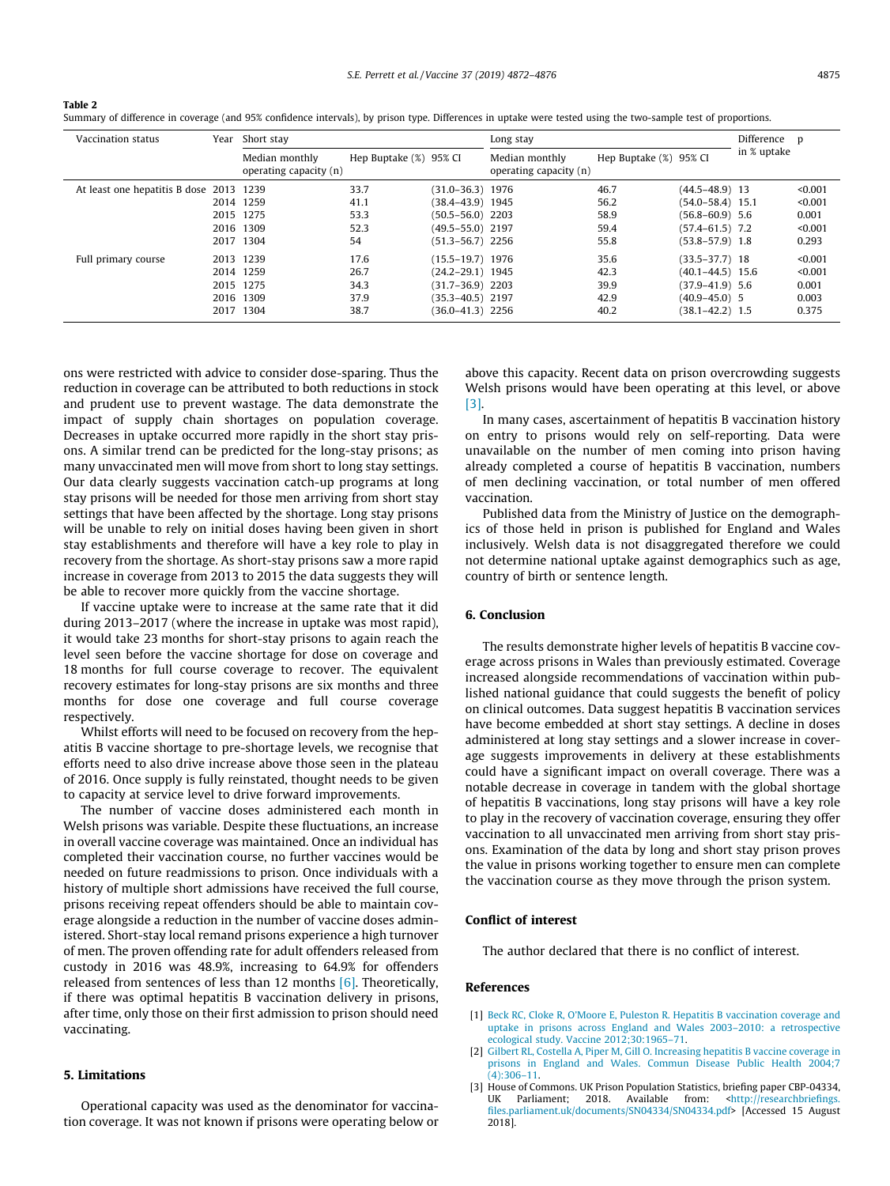**Table 2**
Summary of difference in coverage (and 95% confidence intervals), by prison type. Differences in uptake were tested using the two-sample test of proportions.

| Vaccination status | Year | Short stay | | | Long stay | | | Difference in % uptake | p |
|---|---|---|---|---|---|---|---|---|---|
| | | Median monthly operating capacity (n) | Hep Buptake (%) | 95% CI | Median monthly operating capacity (n) | Hep Buptake (%) | 95% CI | | |
| At least one hepatitis B dose | 2013 | 1239 | 33.7 | (31.0–36.3) | 1976 | 46.7 | (44.5–48.9) | 13 | <0.001 |
| | 2014 | 1259 | 41.1 | (38.4–43.9) | 1945 | 56.2 | (54.0–58.4) | 15.1 | <0.001 |
| | 2015 | 1275 | 53.3 | (50.5–56.0) | 2203 | 58.9 | (56.8–60.9) | 5.6 | 0.001 |
| | 2016 | 1309 | 52.3 | (49.5–55.0) | 2197 | 59.4 | (57.4–61.5) | 7.2 | <0.001 |
| | 2017 | 1304 | 54 | (51.3–56.7) | 2256 | 55.8 | (53.8–57.9) | 1.8 | 0.293 |
| Full primary course | 2013 | 1239 | 17.6 | (15.5–19.7) | 1976 | 35.6 | (33.5–37.7) | 18 | <0.001 |
| | 2014 | 1259 | 26.7 | (24.2–29.1) | 1945 | 42.3 | (40.1–44.5) | 15.6 | <0.001 |
| | 2015 | 1275 | 34.3 | (31.7–36.9) | 2203 | 39.9 | (37.9–41.9) | 5.6 | 0.001 |
| | 2016 | 1309 | 37.9 | (35.3–40.5) | 2197 | 42.9 | (40.9–45.0) | 5 | 0.003 |
| | 2017 | 1304 | 38.7 | (36.0–41.3) | 2256 | 40.2 | (38.1–42.2) | 1.5 | 0.375 |

ons were restricted with advice to consider dose-sparing. Thus the reduction in coverage can be attributed to both reductions in stock and prudent use to prevent wastage. The data demonstrate the impact of supply chain shortages on population coverage. Decreases in uptake occurred more rapidly in the short stay prisons. A similar trend can be predicted for the long-stay prisons; as many unvaccinated men will move from short to long stay settings. Our data clearly suggests vaccination catch-up programs at long stay prisons will be needed for those men arriving from short stay settings that have been affected by the shortage. Long stay prisons will be unable to rely on initial doses having been given in short stay establishments and therefore will have a key role to play in recovery from the shortage. As short-stay prisons saw a more rapid increase in coverage from 2013 to 2015 the data suggests they will be able to recover more quickly from the vaccine shortage.

If vaccine uptake were to increase at the same rate that it did during 2013–2017 (where the increase in uptake was most rapid), it would take 23 months for short-stay prisons to again reach the level seen before the vaccine shortage for dose on coverage and 18 months for full course coverage to recover. The equivalent recovery estimates for long-stay prisons are six months and three months for dose one coverage and full course coverage respectively.

Whilst efforts will need to be focused on recovery from the hepatitis B vaccine shortage to pre-shortage levels, we recognise that efforts need to also drive increase above those seen in the plateau of 2016. Once supply is fully reinstated, thought needs to be given to capacity at service level to drive forward improvements.

The number of vaccine doses administered each month in Welsh prisons was variable. Despite these fluctuations, an increase in overall vaccine coverage was maintained. Once an individual has completed their vaccination course, no further vaccines would be needed on future readmissions to prison. Once individuals with a history of multiple short admissions have received the full course, prisons receiving repeat offenders should be able to maintain coverage alongside a reduction in the number of vaccine doses administered. Short-stay local remand prisons experience a high turnover of men. The proven offending rate for adult offenders released from custody in 2016 was 48.9%, increasing to 64.9% for offenders released from sentences of less than 12 months [6]. Theoretically, if there was optimal hepatitis B vaccination delivery in prisons, after time, only those on their first admission to prison should need vaccinating.

## 5. Limitations

Operational capacity was used as the denominator for vaccination coverage. It was not known if prisons were operating below or above this capacity. Recent data on prison overcrowding suggests Welsh prisons would have been operating at this level, or above [3].

In many cases, ascertainment of hepatitis B vaccination history on entry to prisons would rely on self-reporting. Data were unavailable on the number of men coming into prison having already completed a course of hepatitis B vaccination, numbers of men declining vaccination, or total number of men offered vaccination.

Published data from the Ministry of Justice on the demographics of those held in prison is published for England and Wales inclusively. Welsh data is not disaggregated therefore we could not determine national uptake against demographics such as age, country of birth or sentence length.

## 6. Conclusion

The results demonstrate higher levels of hepatitis B vaccine coverage across prisons in Wales than previously estimated. Coverage increased alongside recommendations of vaccination within published national guidance that could suggests the benefit of policy on clinical outcomes. Data suggest hepatitis B vaccination services have become embedded at short stay settings. A decline in doses administered at long stay settings and a slower increase in coverage suggests improvements in delivery at these establishments could have a significant impact on overall coverage. There was a notable decrease in coverage in tandem with the global shortage of hepatitis B vaccinations, long stay prisons will have a key role to play in the recovery of vaccination coverage, ensuring they offer vaccination to all unvaccinated men arriving from short stay prisons. Examination of the data by long and short stay prison proves the value in prisons working together to ensure men can complete the vaccination course as they move through the prison system.

## Conflict of interest

The author declared that there is no conflict of interest.

## References

[1] Beck RC, Cloke R, O'Moore E, Puleston R. Hepatitis B vaccination coverage and uptake in prisons across England and Wales 2003–2010: a retrospective ecological study. Vaccine 2012;30:1965–71.

[2] Gilbert RL, Costella A, Piper M, Gill O. Increasing hepatitis B vaccine coverage in prisons in England and Wales. Commun Disease Public Health 2004;7(4):306–11.

[3] House of Commons. UK Prison Population Statistics, briefing paper CBP-04334, UK Parliament; 2018. Available from: <http://researchbriefings.files.parliament.uk/documents/SN04334/SN04334.pdf> [Accessed 15 August 2018].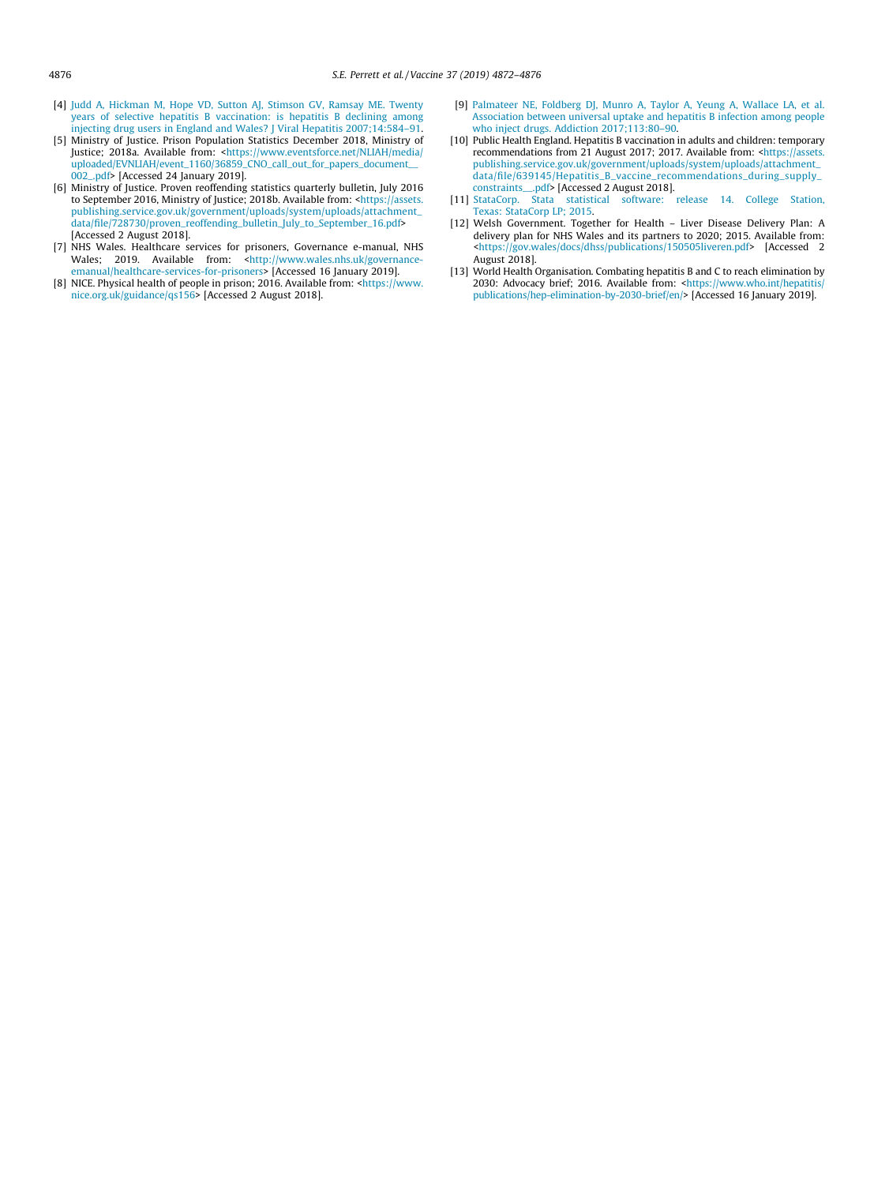[4] Judd A, Hickman M, Hope VD, Sutton AJ, Stimson GV, Ramsay ME. Twenty years of selective hepatitis B vaccination: is hepatitis B declining among injecting drug users in England and Wales? J Viral Hepatitis 2007;14:584–91.

[5] Ministry of Justice. Prison Population Statistics December 2018, Ministry of Justice; 2018a. Available from: <https://www.eventsforce.net/NLIAH/media/uploaded/EVNLIAH/event_1160/36859_CNO_call_out_for_papers_document__002_.pdf> [Accessed 24 January 2019].

[6] Ministry of Justice. Proven reoffending statistics quarterly bulletin, July 2016 to September 2016, Ministry of Justice; 2018b. Available from: <https://assets.publishing.service.gov.uk/government/uploads/system/uploads/attachment_data/file/728730/proven_reoffending_bulletin_July_to_September_16.pdf> [Accessed 2 August 2018].

[7] NHS Wales. Healthcare services for prisoners, Governance e-manual, NHS Wales; 2019. Available from: <http://www.wales.nhs.uk/governance-emanual/healthcare-services-for-prisoners> [Accessed 16 January 2019].

[8] NICE. Physical health of people in prison; 2016. Available from: <https://www.nice.org.uk/guidance/qs156> [Accessed 2 August 2018].

[9] Palmateer NE, Foldberg DJ, Munro A, Taylor A, Yeung A, Wallace LA, et al. Association between universal uptake and hepatitis B infection among people who inject drugs. Addiction 2017;113:80–90.

[10] Public Health England. Hepatitis B vaccination in adults and children: temporary recommendations from 21 August 2017; 2017. Available from: <https://assets.publishing.service.gov.uk/government/uploads/system/uploads/attachment_data/file/639145/Hepatitis_B_vaccine_recommendations_during_supply_constraints__.pdf> [Accessed 2 August 2018].

[11] StataCorp. Stata statistical software: release 14. College Station, Texas: StataCorp LP; 2015.

[12] Welsh Government. Together for Health – Liver Disease Delivery Plan: A delivery plan for NHS Wales and its partners to 2020; 2015. Available from: <https://gov.wales/docs/dhss/publications/150505liveren.pdf> [Accessed 2 August 2018].

[13] World Health Organisation. Combating hepatitis B and C to reach elimination by 2030: Advocacy brief; 2016. Available from: <https://www.who.int/hepatitis/publications/hep-elimination-by-2030-brief/en/> [Accessed 16 January 2019].